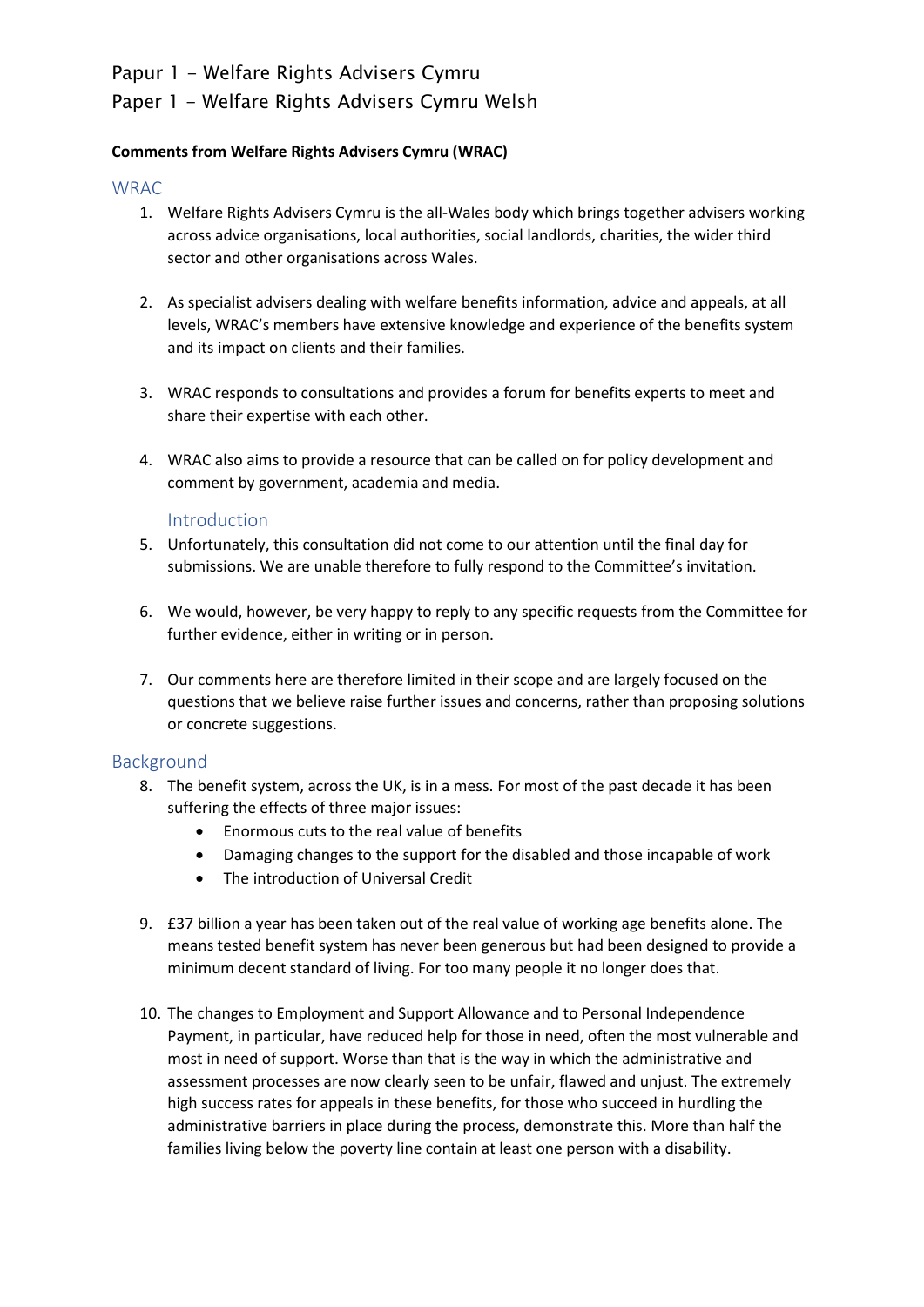# Papur 1 – Welfare Rights Advisers Cymru

# Paper 1 – Welfare Rights Advisers Cymru Welsh

**Comments from Welfare Rights Advisers Cymru (WRAC)**

## WRAC

1. Welfare Rights Advisers Cymru is the all-Wales body which brings together advisers working across advice organisations, local authorities, social landlords, charities, the wider third sector and other organisations across Wales.

2. As specialist advisers dealing with welfare benefits information, advice and appeals, at all levels, WRAC's members have extensive knowledge and experience of the benefits system and its impact on clients and their families.

3. WRAC responds to consultations and provides a forum for benefits experts to meet and share their expertise with each other.

4. WRAC also aims to provide a resource that can be called on for policy development and comment by government, academia and media.

### Introduction

5. Unfortunately, this consultation did not come to our attention until the final day for submissions. We are unable therefore to fully respond to the Committee's invitation.

6. We would, however, be very happy to reply to any specific requests from the Committee for further evidence, either in writing or in person.

7. Our comments here are therefore limited in their scope and are largely focused on the questions that we believe raise further issues and concerns, rather than proposing solutions or concrete suggestions.

## Background

8. The benefit system, across the UK, is in a mess. For most of the past decade it has been suffering the effects of three major issues:
   - Enormous cuts to the real value of benefits
   - Damaging changes to the support for the disabled and those incapable of work
   - The introduction of Universal Credit

9. £37 billion a year has been taken out of the real value of working age benefits alone. The means tested benefit system has never been generous but had been designed to provide a minimum decent standard of living. For too many people it no longer does that.

10. The changes to Employment and Support Allowance and to Personal Independence Payment, in particular, have reduced help for those in need, often the most vulnerable and most in need of support. Worse than that is the way in which the administrative and assessment processes are now clearly seen to be unfair, flawed and unjust. The extremely high success rates for appeals in these benefits, for those who succeed in hurdling the administrative barriers in place during the process, demonstrate this. More than half the families living below the poverty line contain at least one person with a disability.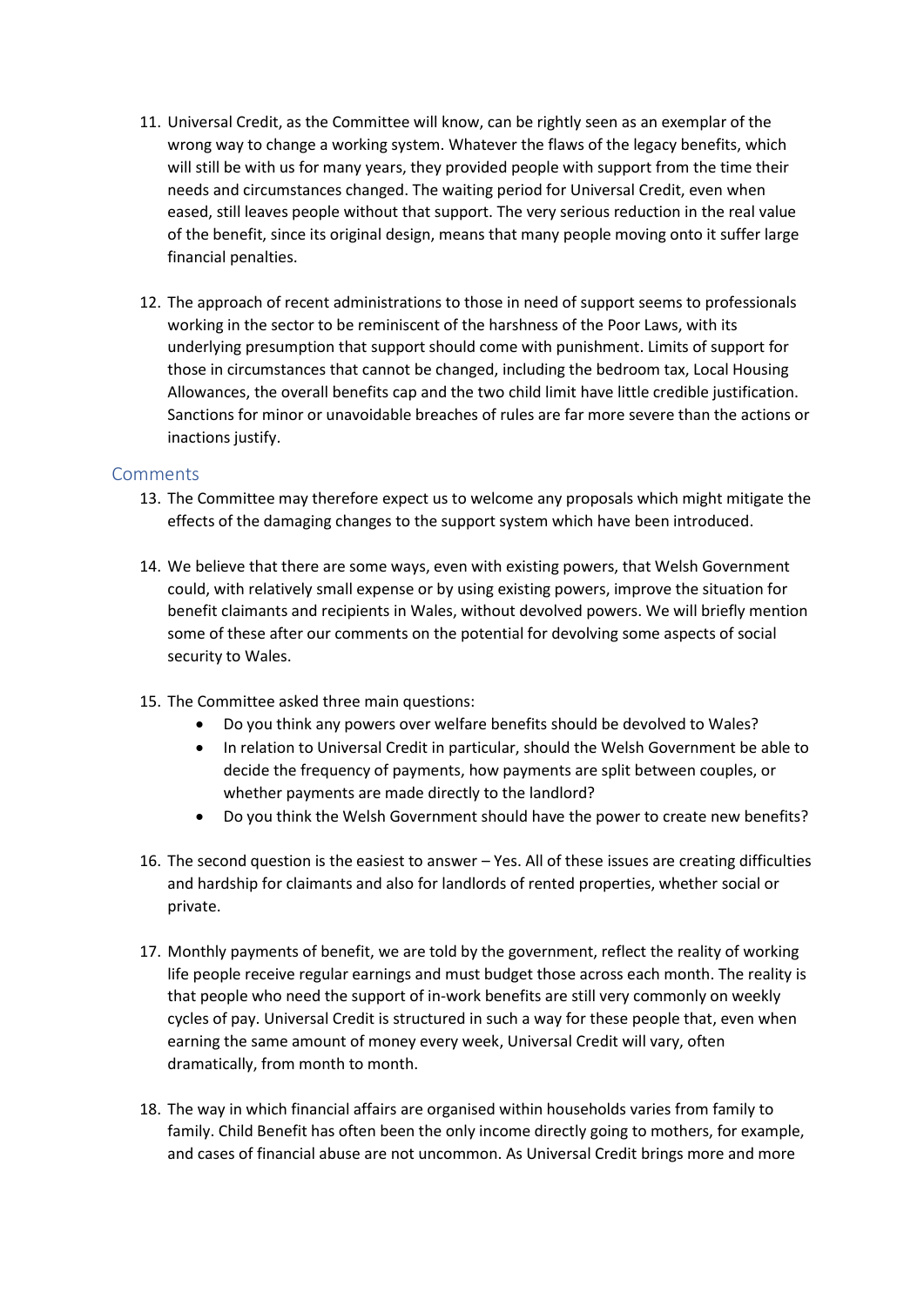11. Universal Credit, as the Committee will know, can be rightly seen as an exemplar of the wrong way to change a working system. Whatever the flaws of the legacy benefits, which will still be with us for many years, they provided people with support from the time their needs and circumstances changed. The waiting period for Universal Credit, even when eased, still leaves people without that support. The very serious reduction in the real value of the benefit, since its original design, means that many people moving onto it suffer large financial penalties.

12. The approach of recent administrations to those in need of support seems to professionals working in the sector to be reminiscent of the harshness of the Poor Laws, with its underlying presumption that support should come with punishment. Limits of support for those in circumstances that cannot be changed, including the bedroom tax, Local Housing Allowances, the overall benefits cap and the two child limit have little credible justification. Sanctions for minor or unavoidable breaches of rules are far more severe than the actions or inactions justify.

## Comments

13. The Committee may therefore expect us to welcome any proposals which might mitigate the effects of the damaging changes to the support system which have been introduced.

14. We believe that there are some ways, even with existing powers, that Welsh Government could, with relatively small expense or by using existing powers, improve the situation for benefit claimants and recipients in Wales, without devolved powers. We will briefly mention some of these after our comments on the potential for devolving some aspects of social security to Wales.

15. The Committee asked three main questions:
    - Do you think any powers over welfare benefits should be devolved to Wales?
    - In relation to Universal Credit in particular, should the Welsh Government be able to decide the frequency of payments, how payments are split between couples, or whether payments are made directly to the landlord?
    - Do you think the Welsh Government should have the power to create new benefits?

16. The second question is the easiest to answer – Yes. All of these issues are creating difficulties and hardship for claimants and also for landlords of rented properties, whether social or private.

17. Monthly payments of benefit, we are told by the government, reflect the reality of working life people receive regular earnings and must budget those across each month. The reality is that people who need the support of in-work benefits are still very commonly on weekly cycles of pay. Universal Credit is structured in such a way for these people that, even when earning the same amount of money every week, Universal Credit will vary, often dramatically, from month to month.

18. The way in which financial affairs are organised within households varies from family to family. Child Benefit has often been the only income directly going to mothers, for example, and cases of financial abuse are not uncommon. As Universal Credit brings more and more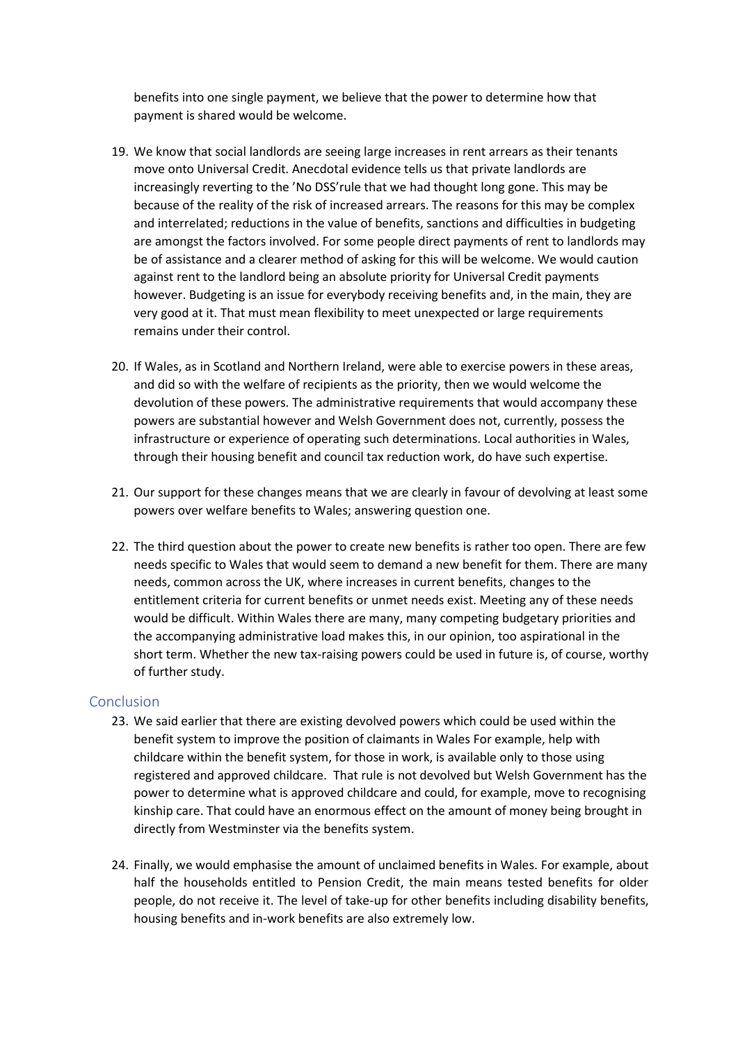benefits into one single payment, we believe that the power to determine how that payment is shared would be welcome.

19. We know that social landlords are seeing large increases in rent arrears as their tenants move onto Universal Credit. Anecdotal evidence tells us that private landlords are increasingly reverting to the 'No DSS'rule that we had thought long gone. This may be because of the reality of the risk of increased arrears. The reasons for this may be complex and interrelated; reductions in the value of benefits, sanctions and difficulties in budgeting are amongst the factors involved. For some people direct payments of rent to landlords may be of assistance and a clearer method of asking for this will be welcome. We would caution against rent to the landlord being an absolute priority for Universal Credit payments however. Budgeting is an issue for everybody receiving benefits and, in the main, they are very good at it. That must mean flexibility to meet unexpected or large requirements remains under their control.

20. If Wales, as in Scotland and Northern Ireland, were able to exercise powers in these areas, and did so with the welfare of recipients as the priority, then we would welcome the devolution of these powers. The administrative requirements that would accompany these powers are substantial however and Welsh Government does not, currently, possess the infrastructure or experience of operating such determinations. Local authorities in Wales, through their housing benefit and council tax reduction work, do have such expertise.

21. Our support for these changes means that we are clearly in favour of devolving at least some powers over welfare benefits to Wales; answering question one.

22. The third question about the power to create new benefits is rather too open. There are few needs specific to Wales that would seem to demand a new benefit for them. There are many needs, common across the UK, where increases in current benefits, changes to the entitlement criteria for current benefits or unmet needs exist. Meeting any of these needs would be difficult. Within Wales there are many, many competing budgetary priorities and the accompanying administrative load makes this, in our opinion, too aspirational in the short term. Whether the new tax-raising powers could be used in future is, of course, worthy of further study.

## Conclusion

23. We said earlier that there are existing devolved powers which could be used within the benefit system to improve the position of claimants in Wales For example, help with childcare within the benefit system, for those in work, is available only to those using registered and approved childcare. That rule is not devolved but Welsh Government has the power to determine what is approved childcare and could, for example, move to recognising kinship care. That could have an enormous effect on the amount of money being brought in directly from Westminster via the benefits system.

24. Finally, we would emphasise the amount of unclaimed benefits in Wales. For example, about half the households entitled to Pension Credit, the main means tested benefits for older people, do not receive it. The level of take-up for other benefits including disability benefits, housing benefits and in-work benefits are also extremely low.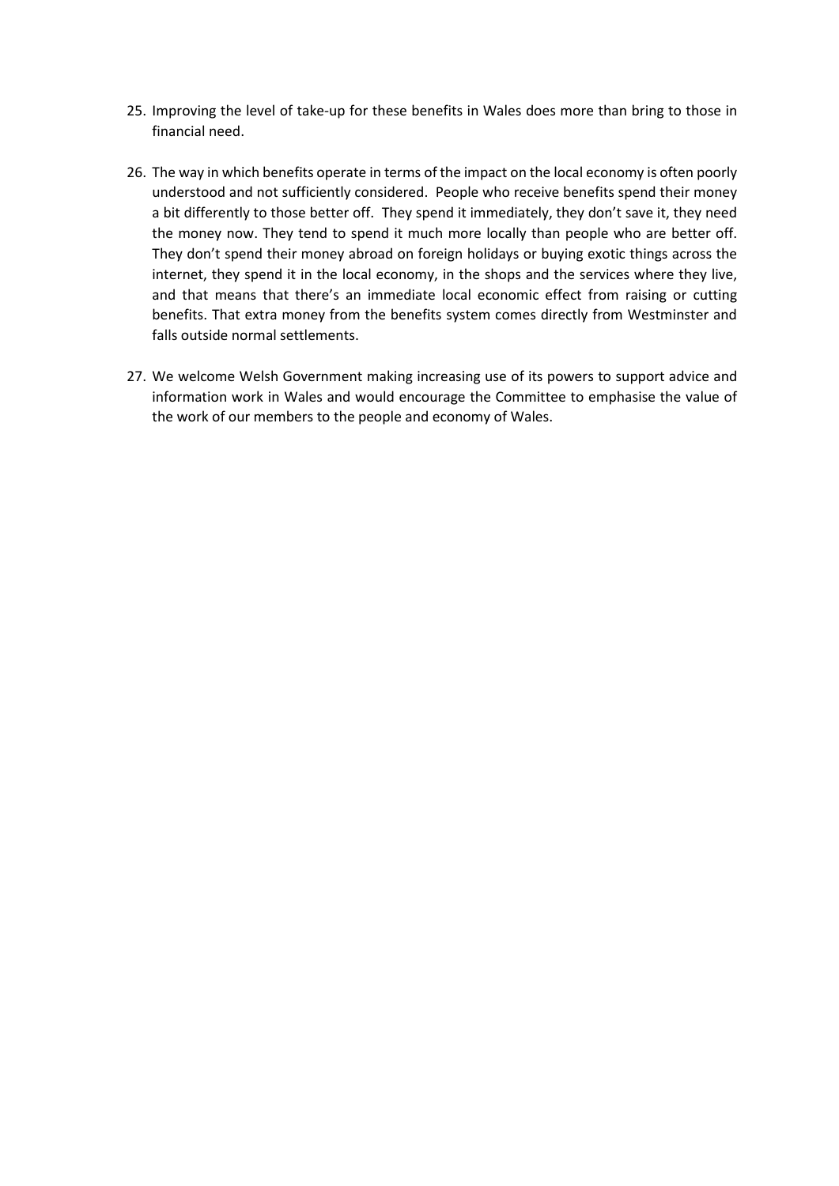25. Improving the level of take-up for these benefits in Wales does more than bring to those in financial need.

26. The way in which benefits operate in terms of the impact on the local economy is often poorly understood and not sufficiently considered. People who receive benefits spend their money a bit differently to those better off. They spend it immediately, they don't save it, they need the money now. They tend to spend it much more locally than people who are better off. They don't spend their money abroad on foreign holidays or buying exotic things across the internet, they spend it in the local economy, in the shops and the services where they live, and that means that there's an immediate local economic effect from raising or cutting benefits. That extra money from the benefits system comes directly from Westminster and falls outside normal settlements.

27. We welcome Welsh Government making increasing use of its powers to support advice and information work in Wales and would encourage the Committee to emphasise the value of the work of our members to the people and economy of Wales.